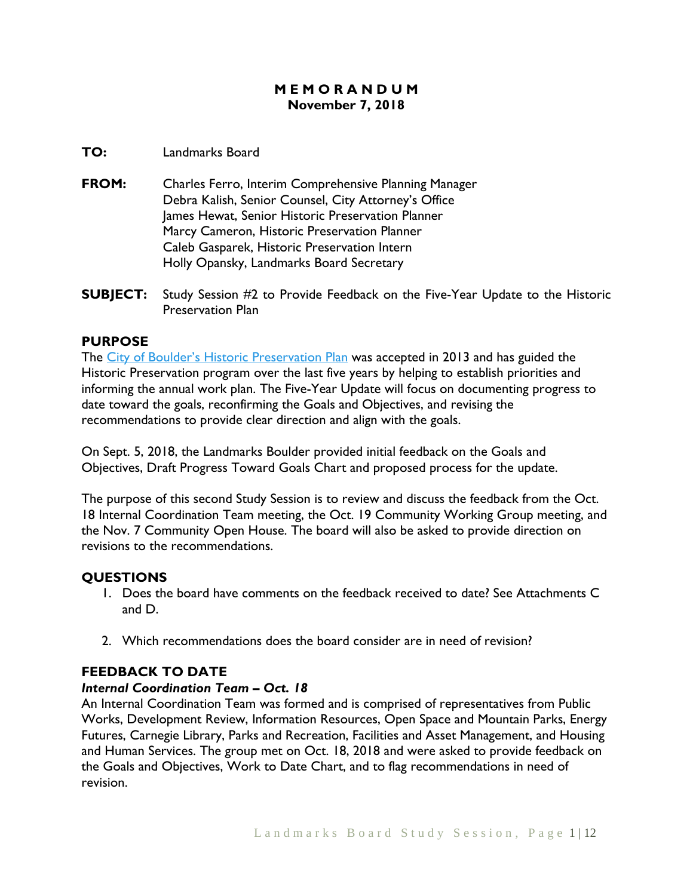# MEMORANDUM
**November 7, 2018**

**TO:** Landmarks Board

**FROM:** Charles Ferro, Interim Comprehensive Planning Manager
Debra Kalish, Senior Counsel, City Attorney's Office
James Hewat, Senior Historic Preservation Planner
Marcy Cameron, Historic Preservation Planner
Caleb Gasparek, Historic Preservation Intern
Holly Opansky, Landmarks Board Secretary

**SUBJECT:** Study Session #2 to Provide Feedback on the Five-Year Update to the Historic Preservation Plan

## PURPOSE

The City of Boulder's Historic Preservation Plan was accepted in 2013 and has guided the Historic Preservation program over the last five years by helping to establish priorities and informing the annual work plan. The Five-Year Update will focus on documenting progress to date toward the goals, reconfirming the Goals and Objectives, and revising the recommendations to provide clear direction and align with the goals.

On Sept. 5, 2018, the Landmarks Boulder provided initial feedback on the Goals and Objectives, Draft Progress Toward Goals Chart and proposed process for the update.

The purpose of this second Study Session is to review and discuss the feedback from the Oct. 18 Internal Coordination Team meeting, the Oct. 19 Community Working Group meeting, and the Nov. 7 Community Open House. The board will also be asked to provide direction on revisions to the recommendations.

## QUESTIONS

1. Does the board have comments on the feedback received to date? See Attachments C and D.

2. Which recommendations does the board consider are in need of revision?

## FEEDBACK TO DATE

### *Internal Coordination Team – Oct. 18*

An Internal Coordination Team was formed and is comprised of representatives from Public Works, Development Review, Information Resources, Open Space and Mountain Parks, Energy Futures, Carnegie Library, Parks and Recreation, Facilities and Asset Management, and Housing and Human Services. The group met on Oct. 18, 2018 and were asked to provide feedback on the Goals and Objectives, Work to Date Chart, and to flag recommendations in need of revision.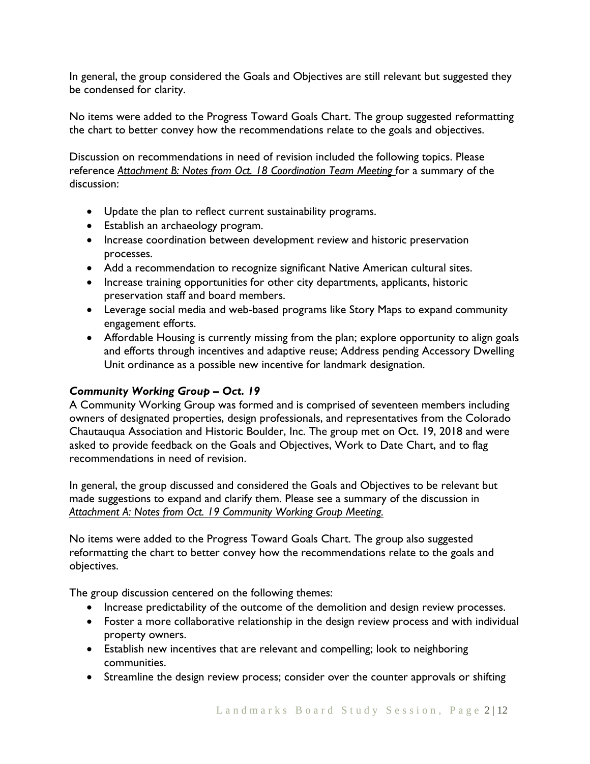In general, the group considered the Goals and Objectives are still relevant but suggested they be condensed for clarity.

No items were added to the Progress Toward Goals Chart. The group suggested reformatting the chart to better convey how the recommendations relate to the goals and objectives.

Discussion on recommendations in need of revision included the following topics. Please reference *Attachment B: Notes from Oct. 18 Coordination Team Meeting* for a summary of the discussion:

- Update the plan to reflect current sustainability programs.
- Establish an archaeology program.
- Increase coordination between development review and historic preservation processes.
- Add a recommendation to recognize significant Native American cultural sites.
- Increase training opportunities for other city departments, applicants, historic preservation staff and board members.
- Leverage social media and web-based programs like Story Maps to expand community engagement efforts.
- Affordable Housing is currently missing from the plan; explore opportunity to align goals and efforts through incentives and adaptive reuse; Address pending Accessory Dwelling Unit ordinance as a possible new incentive for landmark designation.

### *Community Working Group – Oct. 19*

A Community Working Group was formed and is comprised of seventeen members including owners of designated properties, design professionals, and representatives from the Colorado Chautauqua Association and Historic Boulder, Inc. The group met on Oct. 19, 2018 and were asked to provide feedback on the Goals and Objectives, Work to Date Chart, and to flag recommendations in need of revision.

In general, the group discussed and considered the Goals and Objectives to be relevant but made suggestions to expand and clarify them. Please see a summary of the discussion in *Attachment A: Notes from Oct. 19 Community Working Group Meeting.*

No items were added to the Progress Toward Goals Chart. The group also suggested reformatting the chart to better convey how the recommendations relate to the goals and objectives.

The group discussion centered on the following themes:

- Increase predictability of the outcome of the demolition and design review processes.
- Foster a more collaborative relationship in the design review process and with individual property owners.
- Establish new incentives that are relevant and compelling; look to neighboring communities.
- Streamline the design review process; consider over the counter approvals or shifting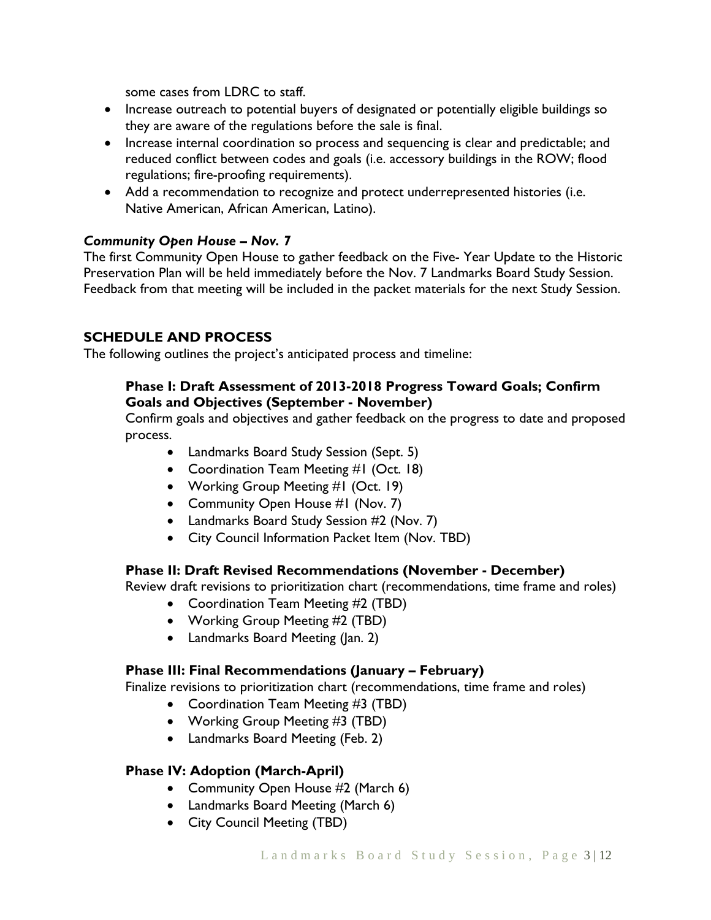some cases from LDRC to staff.

- Increase outreach to potential buyers of designated or potentially eligible buildings so they are aware of the regulations before the sale is final.
- Increase internal coordination so process and sequencing is clear and predictable; and reduced conflict between codes and goals (i.e. accessory buildings in the ROW; flood regulations; fire-proofing requirements).
- Add a recommendation to recognize and protect underrepresented histories (i.e. Native American, African American, Latino).

***Community Open House – Nov. 7***

The first Community Open House to gather feedback on the Five- Year Update to the Historic Preservation Plan will be held immediately before the Nov. 7 Landmarks Board Study Session. Feedback from that meeting will be included in the packet materials for the next Study Session.

## SCHEDULE AND PROCESS

The following outlines the project's anticipated process and timeline:

### Phase I: Draft Assessment of 2013-2018 Progress Toward Goals; Confirm Goals and Objectives (September - November)

Confirm goals and objectives and gather feedback on the progress to date and proposed process.

- Landmarks Board Study Session (Sept. 5)
- Coordination Team Meeting #1 (Oct. 18)
- Working Group Meeting #1 (Oct. 19)
- Community Open House #1 (Nov. 7)
- Landmarks Board Study Session #2 (Nov. 7)
- City Council Information Packet Item (Nov. TBD)

### Phase II: Draft Revised Recommendations (November - December)

Review draft revisions to prioritization chart (recommendations, time frame and roles)

- Coordination Team Meeting #2 (TBD)
- Working Group Meeting #2 (TBD)
- Landmarks Board Meeting (Jan. 2)

### Phase III: Final Recommendations (January – February)

Finalize revisions to prioritization chart (recommendations, time frame and roles)

- Coordination Team Meeting #3 (TBD)
- Working Group Meeting #3 (TBD)
- Landmarks Board Meeting (Feb. 2)

### Phase IV: Adoption (March-April)

- Community Open House #2 (March 6)
- Landmarks Board Meeting (March 6)
- City Council Meeting (TBD)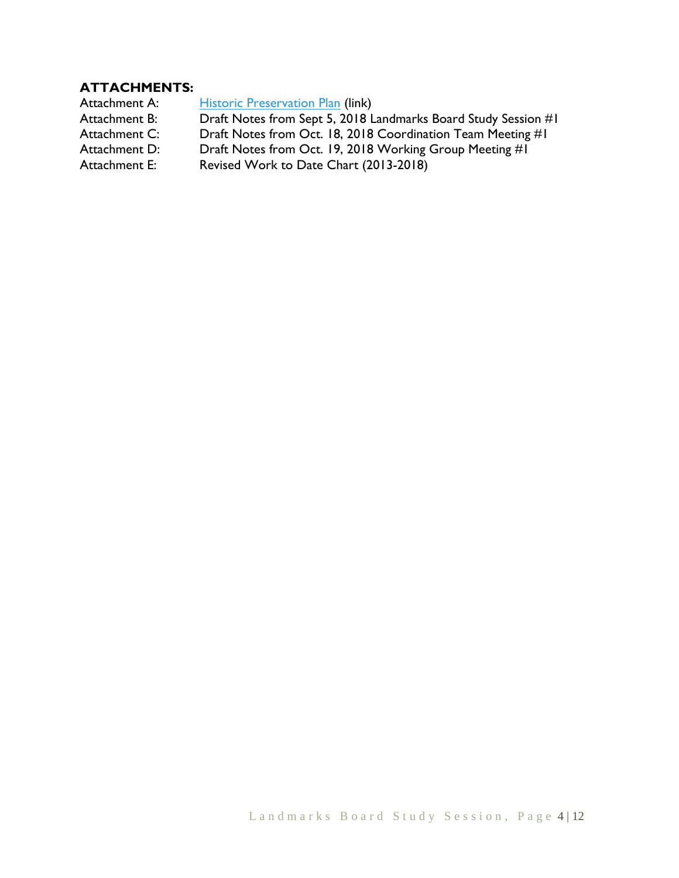**ATTACHMENTS:**

Attachment A: Historic Preservation Plan (link)
Attachment B: Draft Notes from Sept 5, 2018 Landmarks Board Study Session #1
Attachment C: Draft Notes from Oct. 18, 2018 Coordination Team Meeting #1
Attachment D: Draft Notes from Oct. 19, 2018 Working Group Meeting #1
Attachment E: Revised Work to Date Chart (2013-2018)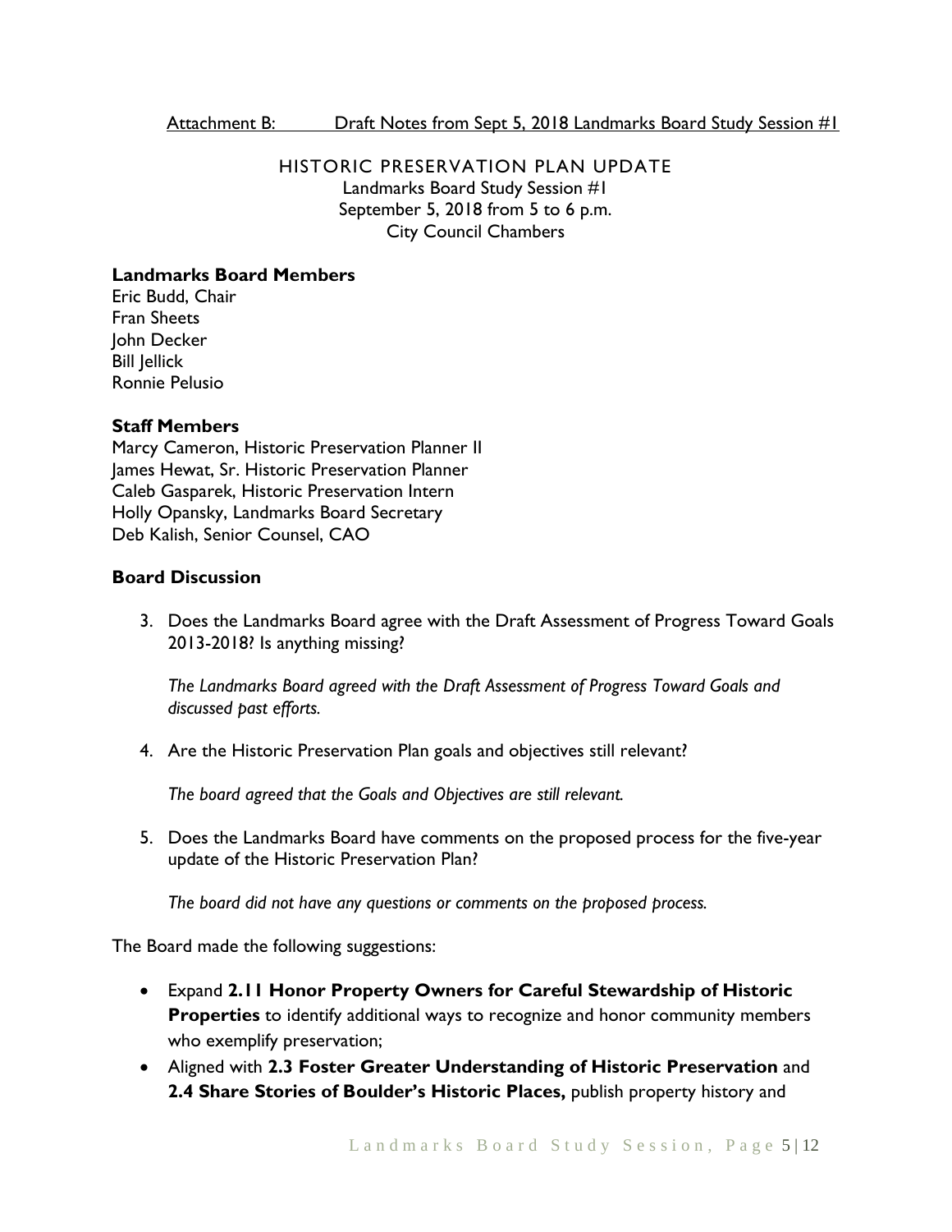Attachment B: Draft Notes from Sept 5, 2018 Landmarks Board Study Session #1

# HISTORIC PRESERVATION PLAN UPDATE

Landmarks Board Study Session #1
September 5, 2018 from 5 to 6 p.m.
City Council Chambers

**Landmarks Board Members**

Eric Budd, Chair
Fran Sheets
John Decker
Bill Jellick
Ronnie Pelusio

**Staff Members**

Marcy Cameron, Historic Preservation Planner II
James Hewat, Sr. Historic Preservation Planner
Caleb Gasparek, Historic Preservation Intern
Holly Opansky, Landmarks Board Secretary
Deb Kalish, Senior Counsel, CAO

**Board Discussion**

3. Does the Landmarks Board agree with the Draft Assessment of Progress Toward Goals 2013-2018? Is anything missing?

   *The Landmarks Board agreed with the Draft Assessment of Progress Toward Goals and discussed past efforts.*

4. Are the Historic Preservation Plan goals and objectives still relevant?

   *The board agreed that the Goals and Objectives are still relevant.*

5. Does the Landmarks Board have comments on the proposed process for the five-year update of the Historic Preservation Plan?

   *The board did not have any questions or comments on the proposed process.*

The Board made the following suggestions:

- Expand **2.11 Honor Property Owners for Careful Stewardship of Historic Properties** to identify additional ways to recognize and honor community members who exemplify preservation;
- Aligned with **2.3 Foster Greater Understanding of Historic Preservation** and **2.4 Share Stories of Boulder's Historic Places,** publish property history and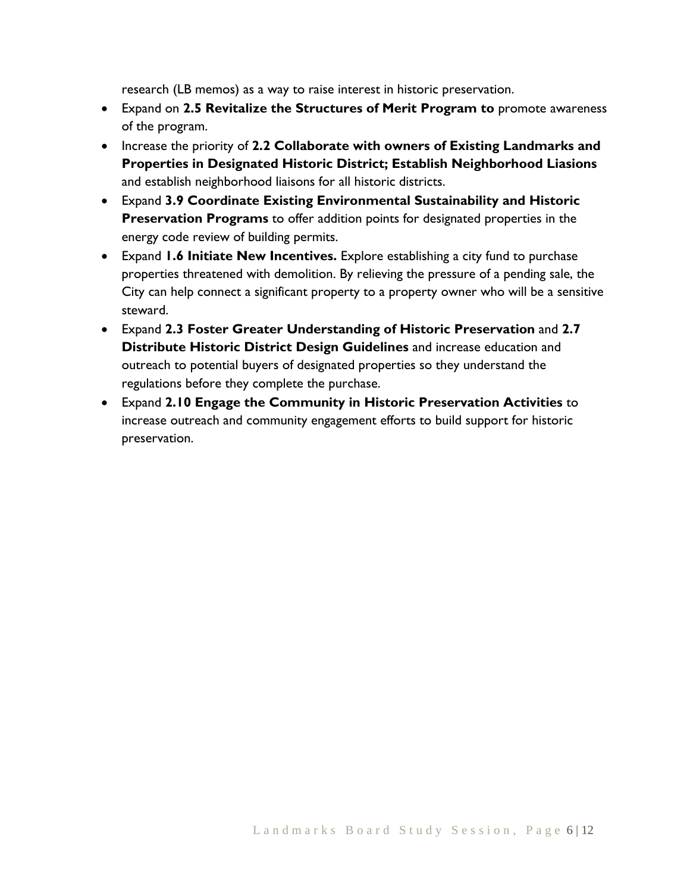research (LB memos) as a way to raise interest in historic preservation.

- Expand on **2.5 Revitalize the Structures of Merit Program to** promote awareness of the program.
- Increase the priority of **2.2 Collaborate with owners of Existing Landmarks and Properties in Designated Historic District; Establish Neighborhood Liasions** and establish neighborhood liaisons for all historic districts.
- Expand **3.9 Coordinate Existing Environmental Sustainability and Historic Preservation Programs** to offer addition points for designated properties in the energy code review of building permits.
- Expand **1.6 Initiate New Incentives.** Explore establishing a city fund to purchase properties threatened with demolition. By relieving the pressure of a pending sale, the City can help connect a significant property to a property owner who will be a sensitive steward.
- Expand **2.3 Foster Greater Understanding of Historic Preservation** and **2.7 Distribute Historic District Design Guidelines** and increase education and outreach to potential buyers of designated properties so they understand the regulations before they complete the purchase.
- Expand **2.10 Engage the Community in Historic Preservation Activities** to increase outreach and community engagement efforts to build support for historic preservation.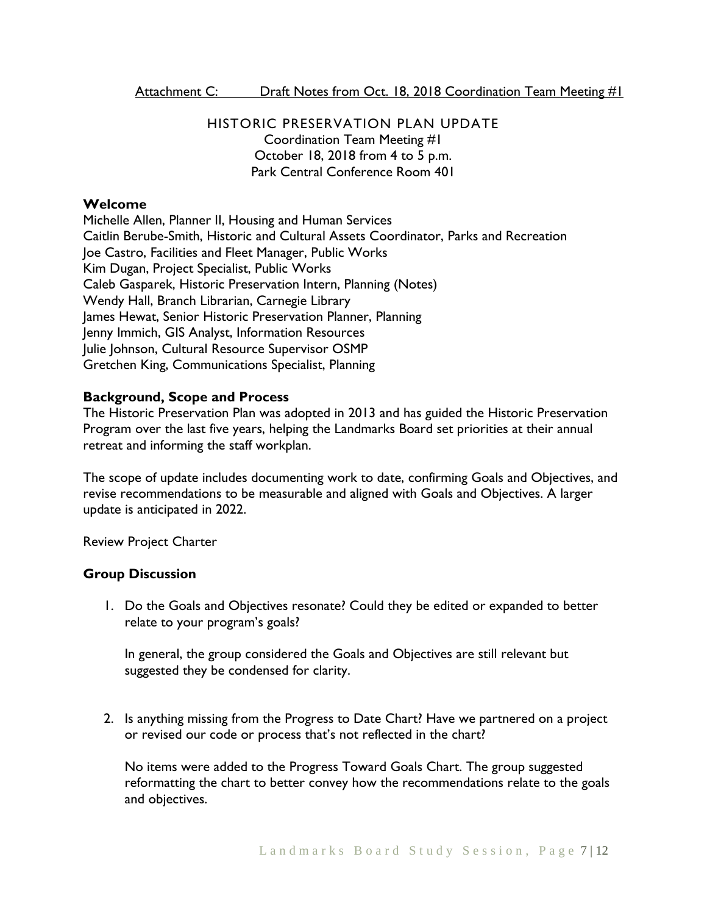Attachment C: Draft Notes from Oct. 18, 2018 Coordination Team Meeting #1

# HISTORIC PRESERVATION PLAN UPDATE

Coordination Team Meeting #1
October 18, 2018 from 4 to 5 p.m.
Park Central Conference Room 401

## Welcome

Michelle Allen, Planner II, Housing and Human Services
Caitlin Berube-Smith, Historic and Cultural Assets Coordinator, Parks and Recreation
Joe Castro, Facilities and Fleet Manager, Public Works
Kim Dugan, Project Specialist, Public Works
Caleb Gasparek, Historic Preservation Intern, Planning (Notes)
Wendy Hall, Branch Librarian, Carnegie Library
James Hewat, Senior Historic Preservation Planner, Planning
Jenny Immich, GIS Analyst, Information Resources
Julie Johnson, Cultural Resource Supervisor OSMP
Gretchen King, Communications Specialist, Planning

## Background, Scope and Process

The Historic Preservation Plan was adopted in 2013 and has guided the Historic Preservation Program over the last five years, helping the Landmarks Board set priorities at their annual retreat and informing the staff workplan.

The scope of update includes documenting work to date, confirming Goals and Objectives, and revise recommendations to be measurable and aligned with Goals and Objectives. A larger update is anticipated in 2022.

Review Project Charter

## Group Discussion

1. Do the Goals and Objectives resonate? Could they be edited or expanded to better relate to your program's goals?

   In general, the group considered the Goals and Objectives are still relevant but suggested they be condensed for clarity.

2. Is anything missing from the Progress to Date Chart? Have we partnered on a project or revised our code or process that's not reflected in the chart?

   No items were added to the Progress Toward Goals Chart. The group suggested reformatting the chart to better convey how the recommendations relate to the goals and objectives.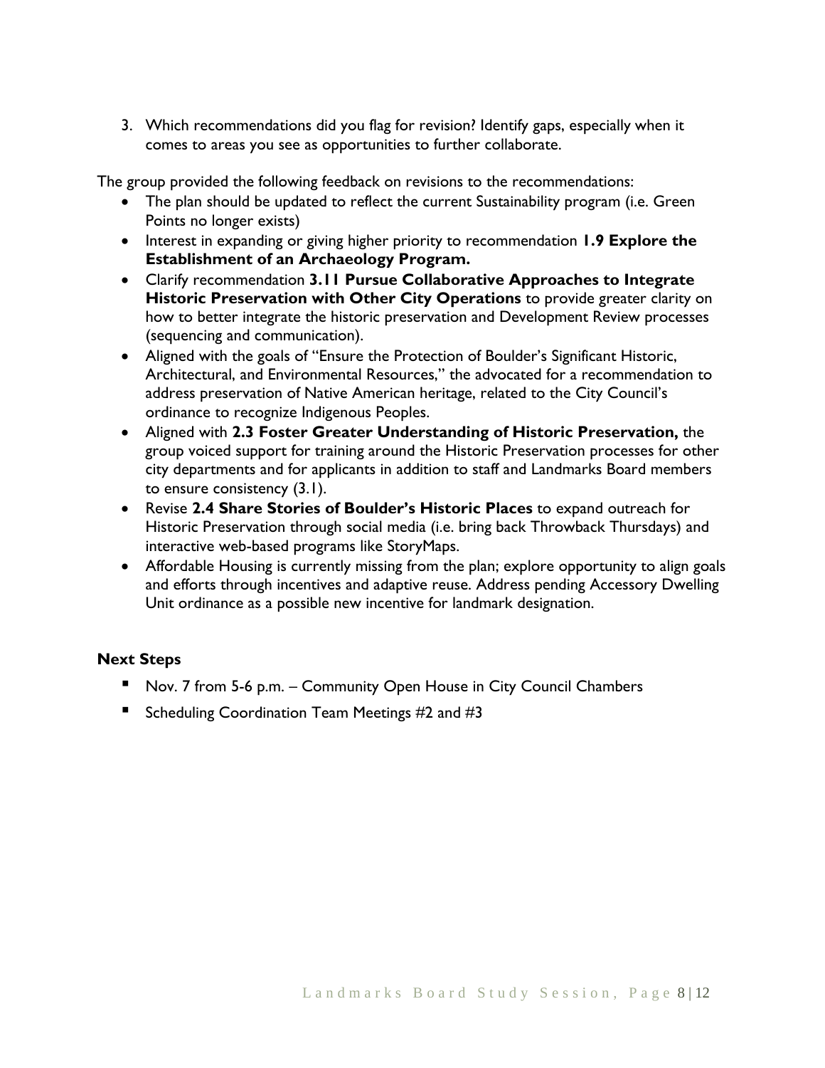3. Which recommendations did you flag for revision? Identify gaps, especially when it comes to areas you see as opportunities to further collaborate.

The group provided the following feedback on revisions to the recommendations:

- The plan should be updated to reflect the current Sustainability program (i.e. Green Points no longer exists)
- Interest in expanding or giving higher priority to recommendation **1.9 Explore the Establishment of an Archaeology Program.**
- Clarify recommendation **3.11 Pursue Collaborative Approaches to Integrate Historic Preservation with Other City Operations** to provide greater clarity on how to better integrate the historic preservation and Development Review processes (sequencing and communication).
- Aligned with the goals of "Ensure the Protection of Boulder's Significant Historic, Architectural, and Environmental Resources," the advocated for a recommendation to address preservation of Native American heritage, related to the City Council's ordinance to recognize Indigenous Peoples.
- Aligned with **2.3 Foster Greater Understanding of Historic Preservation,** the group voiced support for training around the Historic Preservation processes for other city departments and for applicants in addition to staff and Landmarks Board members to ensure consistency (3.1).
- Revise **2.4 Share Stories of Boulder's Historic Places** to expand outreach for Historic Preservation through social media (i.e. bring back Throwback Thursdays) and interactive web-based programs like StoryMaps.
- Affordable Housing is currently missing from the plan; explore opportunity to align goals and efforts through incentives and adaptive reuse. Address pending Accessory Dwelling Unit ordinance as a possible new incentive for landmark designation.

### Next Steps

- Nov. 7 from 5-6 p.m. – Community Open House in City Council Chambers
- Scheduling Coordination Team Meetings #2 and #3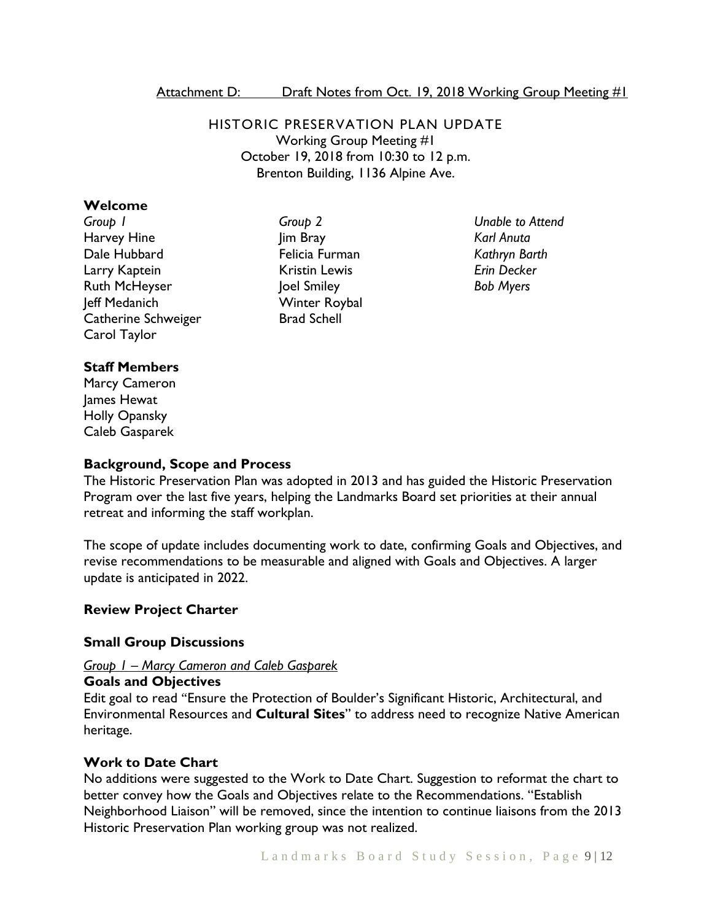Attachment D: Draft Notes from Oct. 19, 2018 Working Group Meeting #1

# HISTORIC PRESERVATION PLAN UPDATE

Working Group Meeting #1
October 19, 2018 from 10:30 to 12 p.m.
Brenton Building, 1136 Alpine Ave.

## Welcome

| *Group 1* | *Group 2* | *Unable to Attend* |
|---|---|---|
| Harvey Hine | Jim Bray | *Karl Anuta* |
| Dale Hubbard | Felicia Furman | *Kathryn Barth* |
| Larry Kaptein | Kristin Lewis | *Erin Decker* |
| Ruth McHeyser | Joel Smiley | *Bob Myers* |
| Jeff Medanich | Winter Roybal | |
| Catherine Schweiger | Brad Schell | |
| Carol Taylor | | |

## Staff Members

Marcy Cameron
James Hewat
Holly Opansky
Caleb Gasparek

## Background, Scope and Process

The Historic Preservation Plan was adopted in 2013 and has guided the Historic Preservation Program over the last five years, helping the Landmarks Board set priorities at their annual retreat and informing the staff workplan.

The scope of update includes documenting work to date, confirming Goals and Objectives, and revise recommendations to be measurable and aligned with Goals and Objectives. A larger update is anticipated in 2022.

## Review Project Charter

## Small Group Discussions

*Group 1 – Marcy Cameron and Caleb Gasparek*

### Goals and Objectives

Edit goal to read "Ensure the Protection of Boulder's Significant Historic, Architectural, and Environmental Resources and **Cultural Sites**" to address need to recognize Native American heritage.

### Work to Date Chart

No additions were suggested to the Work to Date Chart. Suggestion to reformat the chart to better convey how the Goals and Objectives relate to the Recommendations. "Establish Neighborhood Liaison" will be removed, since the intention to continue liaisons from the 2013 Historic Preservation Plan working group was not realized.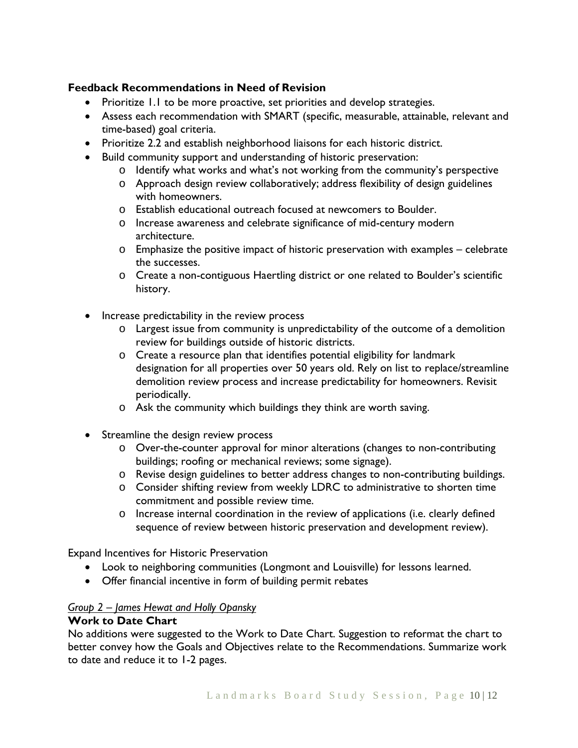**Feedback Recommendations in Need of Revision**

- Prioritize 1.1 to be more proactive, set priorities and develop strategies.
- Assess each recommendation with SMART (specific, measurable, attainable, relevant and time-based) goal criteria.
- Prioritize 2.2 and establish neighborhood liaisons for each historic district.
- Build community support and understanding of historic preservation:
    - Identify what works and what's not working from the community's perspective
    - Approach design review collaboratively; address flexibility of design guidelines with homeowners.
    - Establish educational outreach focused at newcomers to Boulder.
    - Increase awareness and celebrate significance of mid-century modern architecture.
    - Emphasize the positive impact of historic preservation with examples – celebrate the successes.
    - Create a non-contiguous Haertling district or one related to Boulder's scientific history.

- Increase predictability in the review process
    - Largest issue from community is unpredictability of the outcome of a demolition review for buildings outside of historic districts.
    - Create a resource plan that identifies potential eligibility for landmark designation for all properties over 50 years old. Rely on list to replace/streamline demolition review process and increase predictability for homeowners. Revisit periodically.
    - Ask the community which buildings they think are worth saving.

- Streamline the design review process
    - Over-the-counter approval for minor alterations (changes to non-contributing buildings; roofing or mechanical reviews; some signage).
    - Revise design guidelines to better address changes to non-contributing buildings.
    - Consider shifting review from weekly LDRC to administrative to shorten time commitment and possible review time.
    - Increase internal coordination in the review of applications (i.e. clearly defined sequence of review between historic preservation and development review).

Expand Incentives for Historic Preservation

- Look to neighboring communities (Longmont and Louisville) for lessons learned.
- Offer financial incentive in form of building permit rebates

*Group 2 – James Hewat and Holly Opansky*

**Work to Date Chart**

No additions were suggested to the Work to Date Chart. Suggestion to reformat the chart to better convey how the Goals and Objectives relate to the Recommendations. Summarize work to date and reduce it to 1-2 pages.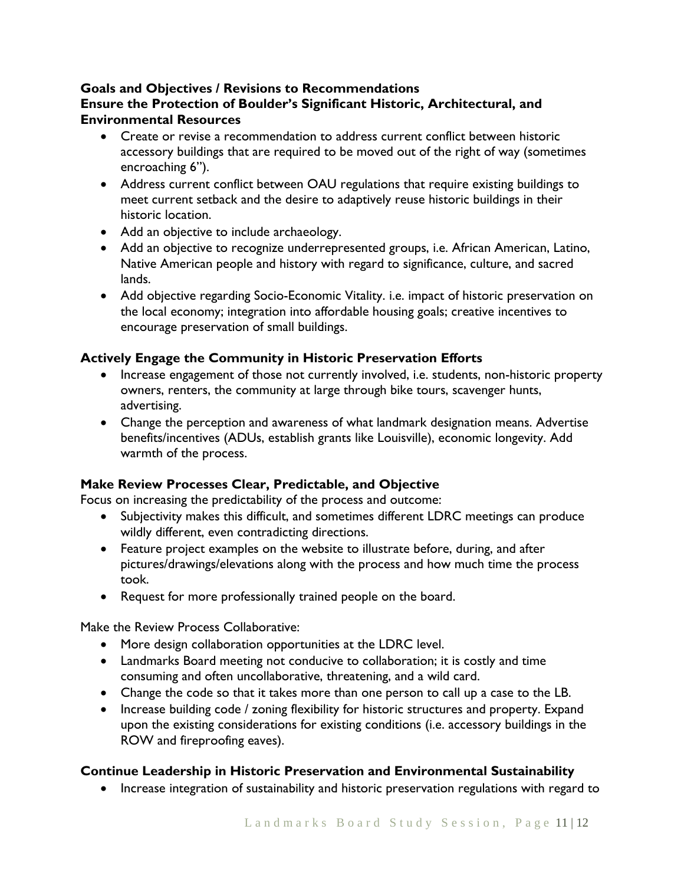**Goals and Objectives / Revisions to Recommendations**

**Ensure the Protection of Boulder's Significant Historic, Architectural, and Environmental Resources**

- Create or revise a recommendation to address current conflict between historic accessory buildings that are required to be moved out of the right of way (sometimes encroaching 6").
- Address current conflict between OAU regulations that require existing buildings to meet current setback and the desire to adaptively reuse historic buildings in their historic location.
- Add an objective to include archaeology.
- Add an objective to recognize underrepresented groups, i.e. African American, Latino, Native American people and history with regard to significance, culture, and sacred lands.
- Add objective regarding Socio-Economic Vitality. i.e. impact of historic preservation on the local economy; integration into affordable housing goals; creative incentives to encourage preservation of small buildings.

**Actively Engage the Community in Historic Preservation Efforts**

- Increase engagement of those not currently involved, i.e. students, non-historic property owners, renters, the community at large through bike tours, scavenger hunts, advertising.
- Change the perception and awareness of what landmark designation means. Advertise benefits/incentives (ADUs, establish grants like Louisville), economic longevity. Add warmth of the process.

**Make Review Processes Clear, Predictable, and Objective**

Focus on increasing the predictability of the process and outcome:

- Subjectivity makes this difficult, and sometimes different LDRC meetings can produce wildly different, even contradicting directions.
- Feature project examples on the website to illustrate before, during, and after pictures/drawings/elevations along with the process and how much time the process took.
- Request for more professionally trained people on the board.

Make the Review Process Collaborative:

- More design collaboration opportunities at the LDRC level.
- Landmarks Board meeting not conducive to collaboration; it is costly and time consuming and often uncollaborative, threatening, and a wild card.
- Change the code so that it takes more than one person to call up a case to the LB.
- Increase building code / zoning flexibility for historic structures and property. Expand upon the existing considerations for existing conditions (i.e. accessory buildings in the ROW and fireproofing eaves).

**Continue Leadership in Historic Preservation and Environmental Sustainability**

- Increase integration of sustainability and historic preservation regulations with regard to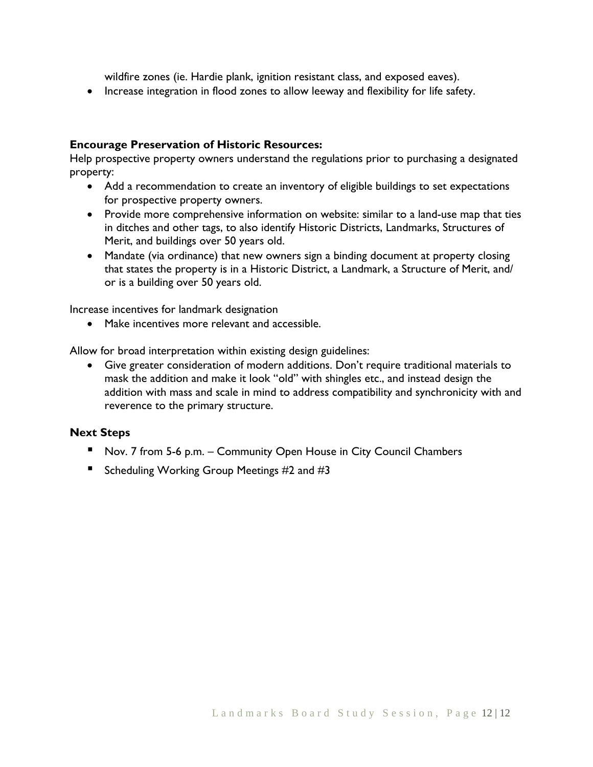wildfire zones (ie. Hardie plank, ignition resistant class, and exposed eaves).

- Increase integration in flood zones to allow leeway and flexibility for life safety.

**Encourage Preservation of Historic Resources:**

Help prospective property owners understand the regulations prior to purchasing a designated property:

- Add a recommendation to create an inventory of eligible buildings to set expectations for prospective property owners.
- Provide more comprehensive information on website: similar to a land-use map that ties in ditches and other tags, to also identify Historic Districts, Landmarks, Structures of Merit, and buildings over 50 years old.
- Mandate (via ordinance) that new owners sign a binding document at property closing that states the property is in a Historic District, a Landmark, a Structure of Merit, and/ or is a building over 50 years old.

Increase incentives for landmark designation

- Make incentives more relevant and accessible.

Allow for broad interpretation within existing design guidelines:

- Give greater consideration of modern additions. Don't require traditional materials to mask the addition and make it look "old" with shingles etc., and instead design the addition with mass and scale in mind to address compatibility and synchronicity with and reverence to the primary structure.

**Next Steps**

- Nov. 7 from 5-6 p.m. – Community Open House in City Council Chambers
- Scheduling Working Group Meetings #2 and #3